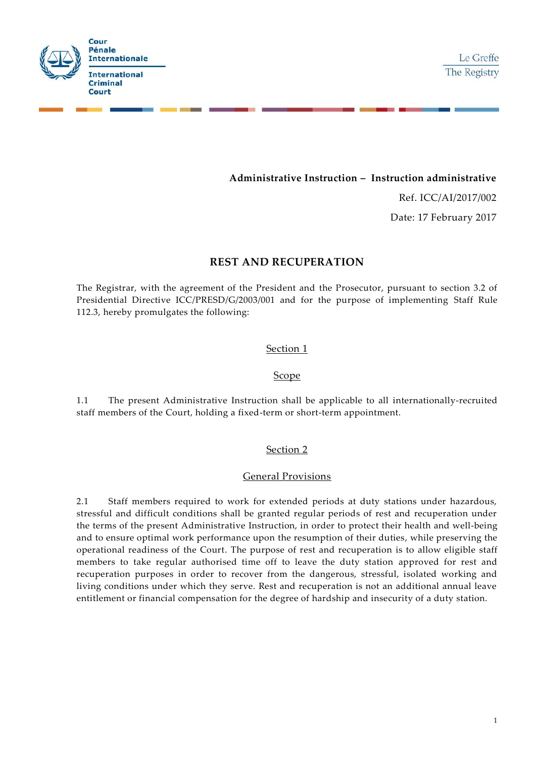Cour Pénale Internationale

International Criminal Court

Le Greffe
The Registry

**Administrative Instruction – Instruction administrative**

Ref. ICC/AI/2017/002

Date: 17 February 2017

# REST AND RECUPERATION

The Registrar, with the agreement of the President and the Prosecutor, pursuant to section 3.2 of Presidential Directive ICC/PRESD/G/2003/001 and for the purpose of implementing Staff Rule 112.3, hereby promulgates the following:

## Section 1

## Scope

1.1 The present Administrative Instruction shall be applicable to all internationally-recruited staff members of the Court, holding a fixed-term or short-term appointment.

## Section 2

## General Provisions

2.1 Staff members required to work for extended periods at duty stations under hazardous, stressful and difficult conditions shall be granted regular periods of rest and recuperation under the terms of the present Administrative Instruction, in order to protect their health and well-being and to ensure optimal work performance upon the resumption of their duties, while preserving the operational readiness of the Court. The purpose of rest and recuperation is to allow eligible staff members to take regular authorised time off to leave the duty station approved for rest and recuperation purposes in order to recover from the dangerous, stressful, isolated working and living conditions under which they serve. Rest and recuperation is not an additional annual leave entitlement or financial compensation for the degree of hardship and insecurity of a duty station.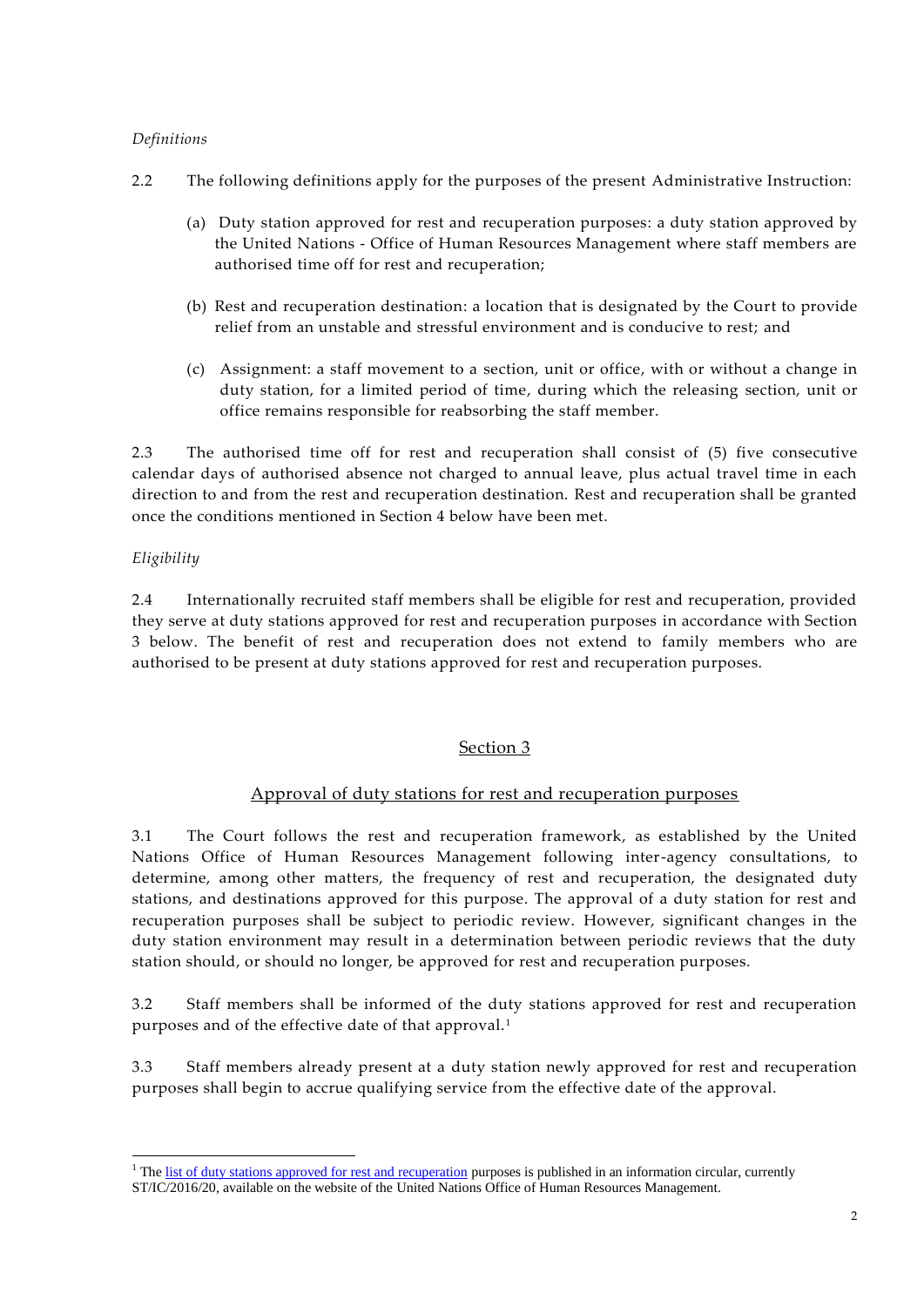*Definitions*

2.2 The following definitions apply for the purposes of the present Administrative Instruction:

(a) Duty station approved for rest and recuperation purposes: a duty station approved by the United Nations - Office of Human Resources Management where staff members are authorised time off for rest and recuperation;

(b) Rest and recuperation destination: a location that is designated by the Court to provide relief from an unstable and stressful environment and is conducive to rest; and

(c) Assignment: a staff movement to a section, unit or office, with or without a change in duty station, for a limited period of time, during which the releasing section, unit or office remains responsible for reabsorbing the staff member.

2.3 The authorised time off for rest and recuperation shall consist of (5) five consecutive calendar days of authorised absence not charged to annual leave, plus actual travel time in each direction to and from the rest and recuperation destination. Rest and recuperation shall be granted once the conditions mentioned in Section 4 below have been met.

*Eligibility*

2.4 Internationally recruited staff members shall be eligible for rest and recuperation, provided they serve at duty stations approved for rest and recuperation purposes in accordance with Section 3 below. The benefit of rest and recuperation does not extend to family members who are authorised to be present at duty stations approved for rest and recuperation purposes.

## Section 3

## Approval of duty stations for rest and recuperation purposes

3.1 The Court follows the rest and recuperation framework, as established by the United Nations Office of Human Resources Management following inter-agency consultations, to determine, among other matters, the frequency of rest and recuperation, the designated duty stations, and destinations approved for this purpose. The approval of a duty station for rest and recuperation purposes shall be subject to periodic review. However, significant changes in the duty station environment may result in a determination between periodic reviews that the duty station should, or should no longer, be approved for rest and recuperation purposes.

3.2 Staff members shall be informed of the duty stations approved for rest and recuperation purposes and of the effective date of that approval.[1]

3.3 Staff members already present at a duty station newly approved for rest and recuperation purposes shall begin to accrue qualifying service from the effective date of the approval.

---

[1] The list of duty stations approved for rest and recuperation purposes is published in an information circular, currently ST/IC/2016/20, available on the website of the United Nations Office of Human Resources Management.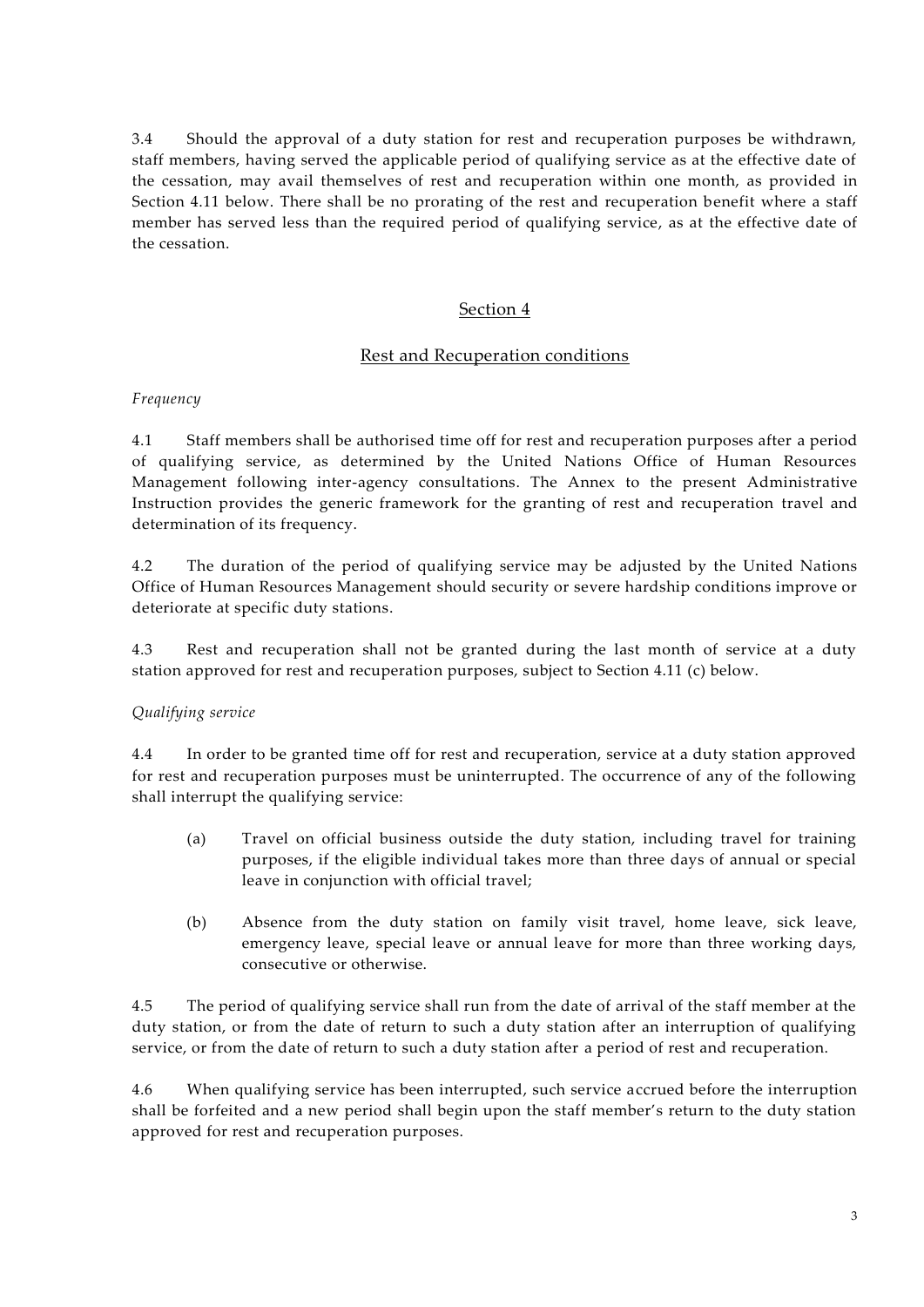3.4 Should the approval of a duty station for rest and recuperation purposes be withdrawn, staff members, having served the applicable period of qualifying service as at the effective date of the cessation, may avail themselves of rest and recuperation within one month, as provided in Section 4.11 below. There shall be no prorating of the rest and recuperation benefit where a staff member has served less than the required period of qualifying service, as at the effective date of the cessation.

## Section 4

## Rest and Recuperation conditions

*Frequency*

4.1 Staff members shall be authorised time off for rest and recuperation purposes after a period of qualifying service, as determined by the United Nations Office of Human Resources Management following inter-agency consultations. The Annex to the present Administrative Instruction provides the generic framework for the granting of rest and recuperation travel and determination of its frequency.

4.2 The duration of the period of qualifying service may be adjusted by the United Nations Office of Human Resources Management should security or severe hardship conditions improve or deteriorate at specific duty stations.

4.3 Rest and recuperation shall not be granted during the last month of service at a duty station approved for rest and recuperation purposes, subject to Section 4.11 (c) below.

*Qualifying service*

4.4 In order to be granted time off for rest and recuperation, service at a duty station approved for rest and recuperation purposes must be uninterrupted. The occurrence of any of the following shall interrupt the qualifying service:

- (a) Travel on official business outside the duty station, including travel for training purposes, if the eligible individual takes more than three days of annual or special leave in conjunction with official travel;
- (b) Absence from the duty station on family visit travel, home leave, sick leave, emergency leave, special leave or annual leave for more than three working days, consecutive or otherwise.

4.5 The period of qualifying service shall run from the date of arrival of the staff member at the duty station, or from the date of return to such a duty station after an interruption of qualifying service, or from the date of return to such a duty station after a period of rest and recuperation.

4.6 When qualifying service has been interrupted, such service accrued before the interruption shall be forfeited and a new period shall begin upon the staff member's return to the duty station approved for rest and recuperation purposes.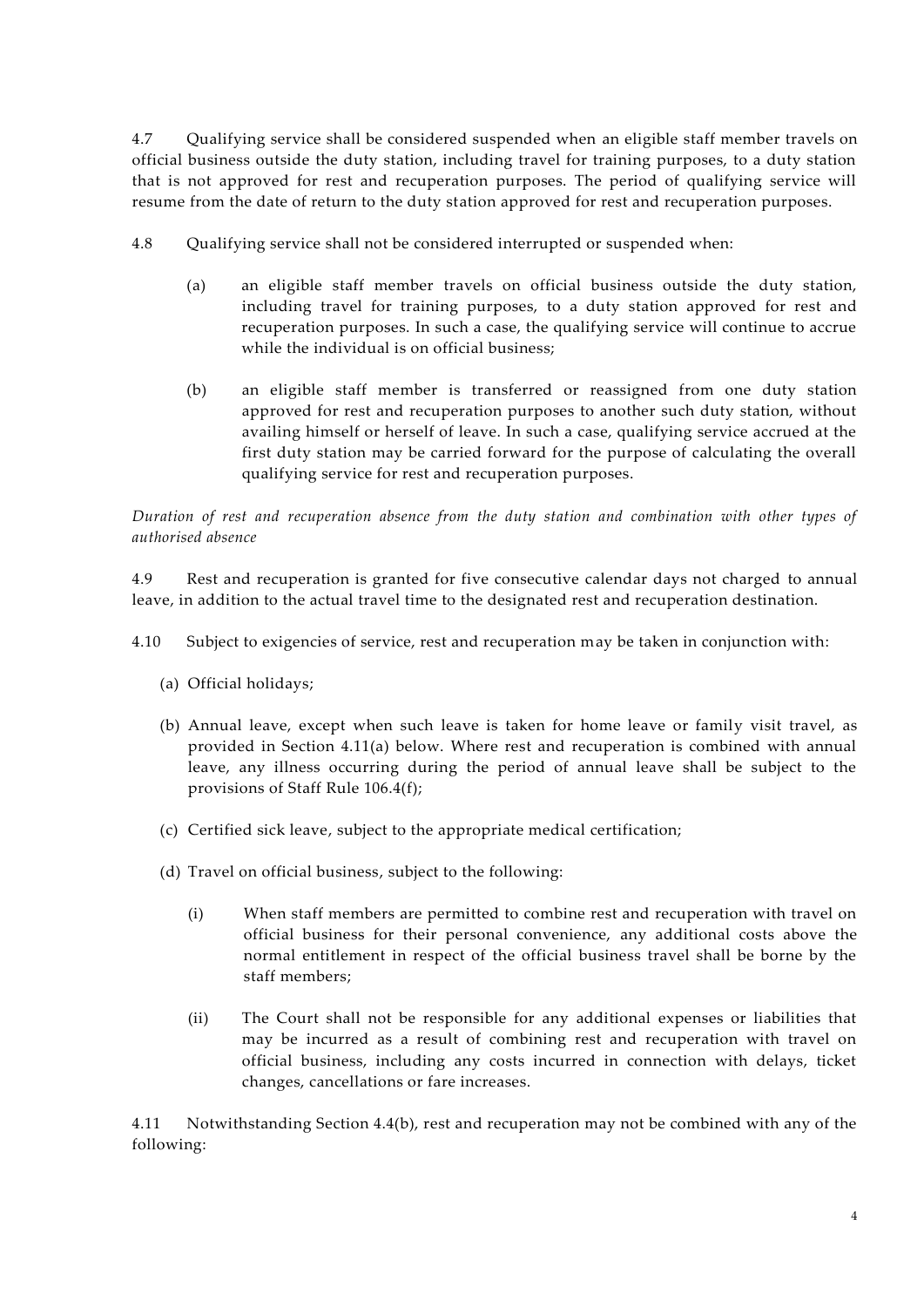4.7 Qualifying service shall be considered suspended when an eligible staff member travels on official business outside the duty station, including travel for training purposes, to a duty station that is not approved for rest and recuperation purposes. The period of qualifying service will resume from the date of return to the duty station approved for rest and recuperation purposes.

4.8 Qualifying service shall not be considered interrupted or suspended when:

(a) an eligible staff member travels on official business outside the duty station, including travel for training purposes, to a duty station approved for rest and recuperation purposes. In such a case, the qualifying service will continue to accrue while the individual is on official business;

(b) an eligible staff member is transferred or reassigned from one duty station approved for rest and recuperation purposes to another such duty station, without availing himself or herself of leave. In such a case, qualifying service accrued at the first duty station may be carried forward for the purpose of calculating the overall qualifying service for rest and recuperation purposes.

*Duration of rest and recuperation absence from the duty station and combination with other types of authorised absence*

4.9 Rest and recuperation is granted for five consecutive calendar days not charged to annual leave, in addition to the actual travel time to the designated rest and recuperation destination.

4.10 Subject to exigencies of service, rest and recuperation may be taken in conjunction with:

(a) Official holidays;

(b) Annual leave, except when such leave is taken for home leave or family visit travel, as provided in Section 4.11(a) below. Where rest and recuperation is combined with annual leave, any illness occurring during the period of annual leave shall be subject to the provisions of Staff Rule 106.4(f);

(c) Certified sick leave, subject to the appropriate medical certification;

(d) Travel on official business, subject to the following:

(i) When staff members are permitted to combine rest and recuperation with travel on official business for their personal convenience, any additional costs above the normal entitlement in respect of the official business travel shall be borne by the staff members;

(ii) The Court shall not be responsible for any additional expenses or liabilities that may be incurred as a result of combining rest and recuperation with travel on official business, including any costs incurred in connection with delays, ticket changes, cancellations or fare increases.

4.11 Notwithstanding Section 4.4(b), rest and recuperation may not be combined with any of the following: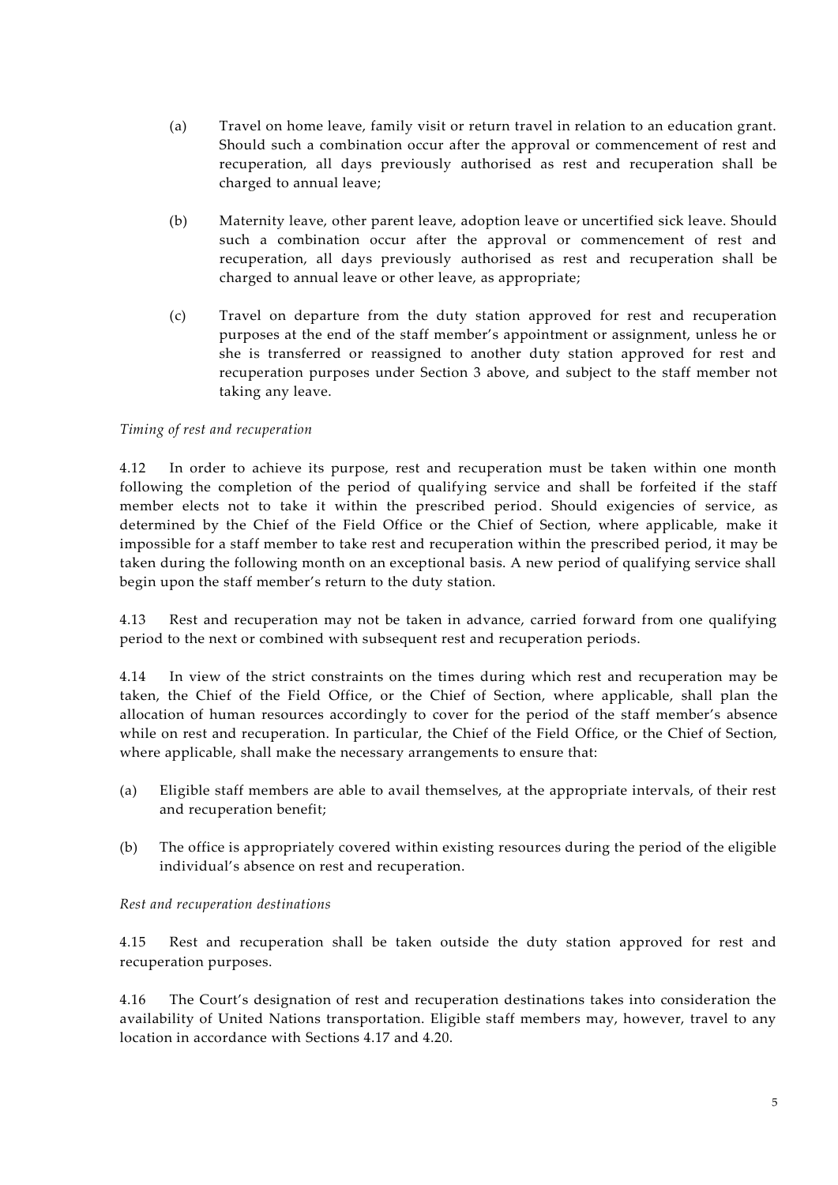(a) Travel on home leave, family visit or return travel in relation to an education grant. Should such a combination occur after the approval or commencement of rest and recuperation, all days previously authorised as rest and recuperation shall be charged to annual leave;

(b) Maternity leave, other parent leave, adoption leave or uncertified sick leave. Should such a combination occur after the approval or commencement of rest and recuperation, all days previously authorised as rest and recuperation shall be charged to annual leave or other leave, as appropriate;

(c) Travel on departure from the duty station approved for rest and recuperation purposes at the end of the staff member's appointment or assignment, unless he or she is transferred or reassigned to another duty station approved for rest and recuperation purposes under Section 3 above, and subject to the staff member not taking any leave.

*Timing of rest and recuperation*

4.12 In order to achieve its purpose, rest and recuperation must be taken within one month following the completion of the period of qualifying service and shall be forfeited if the staff member elects not to take it within the prescribed period. Should exigencies of service, as determined by the Chief of the Field Office or the Chief of Section, where applicable, make it impossible for a staff member to take rest and recuperation within the prescribed period, it may be taken during the following month on an exceptional basis. A new period of qualifying service shall begin upon the staff member's return to the duty station.

4.13 Rest and recuperation may not be taken in advance, carried forward from one qualifying period to the next or combined with subsequent rest and recuperation periods.

4.14 In view of the strict constraints on the times during which rest and recuperation may be taken, the Chief of the Field Office, or the Chief of Section, where applicable, shall plan the allocation of human resources accordingly to cover for the period of the staff member's absence while on rest and recuperation. In particular, the Chief of the Field Office, or the Chief of Section, where applicable, shall make the necessary arrangements to ensure that:

(a) Eligible staff members are able to avail themselves, at the appropriate intervals, of their rest and recuperation benefit;

(b) The office is appropriately covered within existing resources during the period of the eligible individual's absence on rest and recuperation.

*Rest and recuperation destinations*

4.15 Rest and recuperation shall be taken outside the duty station approved for rest and recuperation purposes.

4.16 The Court's designation of rest and recuperation destinations takes into consideration the availability of United Nations transportation. Eligible staff members may, however, travel to any location in accordance with Sections 4.17 and 4.20.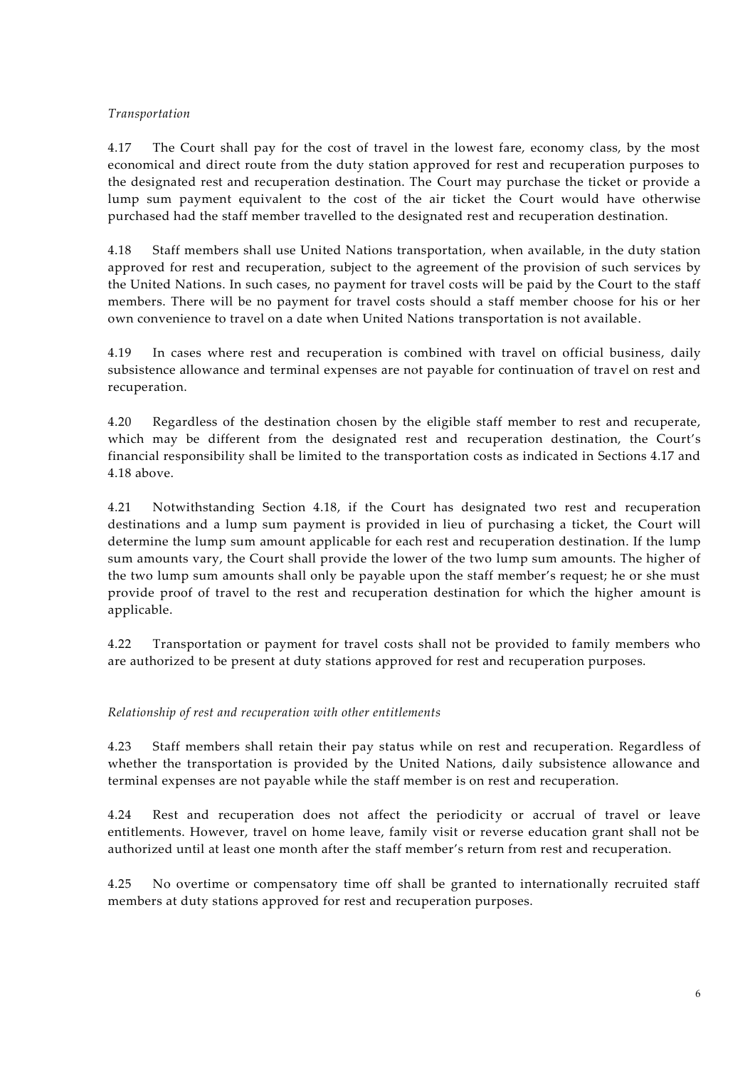*Transportation*

4.17 The Court shall pay for the cost of travel in the lowest fare, economy class, by the most economical and direct route from the duty station approved for rest and recuperation purposes to the designated rest and recuperation destination. The Court may purchase the ticket or provide a lump sum payment equivalent to the cost of the air ticket the Court would have otherwise purchased had the staff member travelled to the designated rest and recuperation destination.

4.18 Staff members shall use United Nations transportation, when available, in the duty station approved for rest and recuperation, subject to the agreement of the provision of such services by the United Nations. In such cases, no payment for travel costs will be paid by the Court to the staff members. There will be no payment for travel costs should a staff member choose for his or her own convenience to travel on a date when United Nations transportation is not available.

4.19 In cases where rest and recuperation is combined with travel on official business, daily subsistence allowance and terminal expenses are not payable for continuation of travel on rest and recuperation.

4.20 Regardless of the destination chosen by the eligible staff member to rest and recuperate, which may be different from the designated rest and recuperation destination, the Court's financial responsibility shall be limited to the transportation costs as indicated in Sections 4.17 and 4.18 above.

4.21 Notwithstanding Section 4.18, if the Court has designated two rest and recuperation destinations and a lump sum payment is provided in lieu of purchasing a ticket, the Court will determine the lump sum amount applicable for each rest and recuperation destination. If the lump sum amounts vary, the Court shall provide the lower of the two lump sum amounts. The higher of the two lump sum amounts shall only be payable upon the staff member's request; he or she must provide proof of travel to the rest and recuperation destination for which the higher amount is applicable.

4.22 Transportation or payment for travel costs shall not be provided to family members who are authorized to be present at duty stations approved for rest and recuperation purposes.

*Relationship of rest and recuperation with other entitlements*

4.23 Staff members shall retain their pay status while on rest and recuperation. Regardless of whether the transportation is provided by the United Nations, daily subsistence allowance and terminal expenses are not payable while the staff member is on rest and recuperation.

4.24 Rest and recuperation does not affect the periodicity or accrual of travel or leave entitlements. However, travel on home leave, family visit or reverse education grant shall not be authorized until at least one month after the staff member's return from rest and recuperation.

4.25 No overtime or compensatory time off shall be granted to internationally recruited staff members at duty stations approved for rest and recuperation purposes.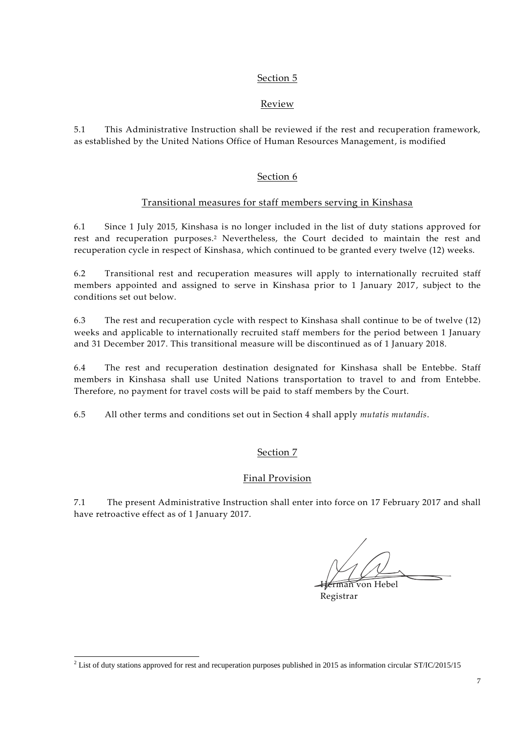## Section 5

## Review

5.1 This Administrative Instruction shall be reviewed if the rest and recuperation framework, as established by the United Nations Office of Human Resources Management, is modified

## Section 6

## Transitional measures for staff members serving in Kinshasa

6.1 Since 1 July 2015, Kinshasa is no longer included in the list of duty stations approved for rest and recuperation purposes.[2] Nevertheless, the Court decided to maintain the rest and recuperation cycle in respect of Kinshasa, which continued to be granted every twelve (12) weeks.

6.2 Transitional rest and recuperation measures will apply to internationally recruited staff members appointed and assigned to serve in Kinshasa prior to 1 January 2017, subject to the conditions set out below.

6.3 The rest and recuperation cycle with respect to Kinshasa shall continue to be of twelve (12) weeks and applicable to internationally recruited staff members for the period between 1 January and 31 December 2017. This transitional measure will be discontinued as of 1 January 2018.

6.4 The rest and recuperation destination designated for Kinshasa shall be Entebbe. Staff members in Kinshasa shall use United Nations transportation to travel to and from Entebbe. Therefore, no payment for travel costs will be paid to staff members by the Court.

6.5 All other terms and conditions set out in Section 4 shall apply *mutatis mutandis*.

## Section 7

## Final Provision

7.1 The present Administrative Instruction shall enter into force on 17 February 2017 and shall have retroactive effect as of 1 January 2017.

Herman von Hebel
Registrar

[2] List of duty stations approved for rest and recuperation purposes published in 2015 as information circular ST/IC/2015/15